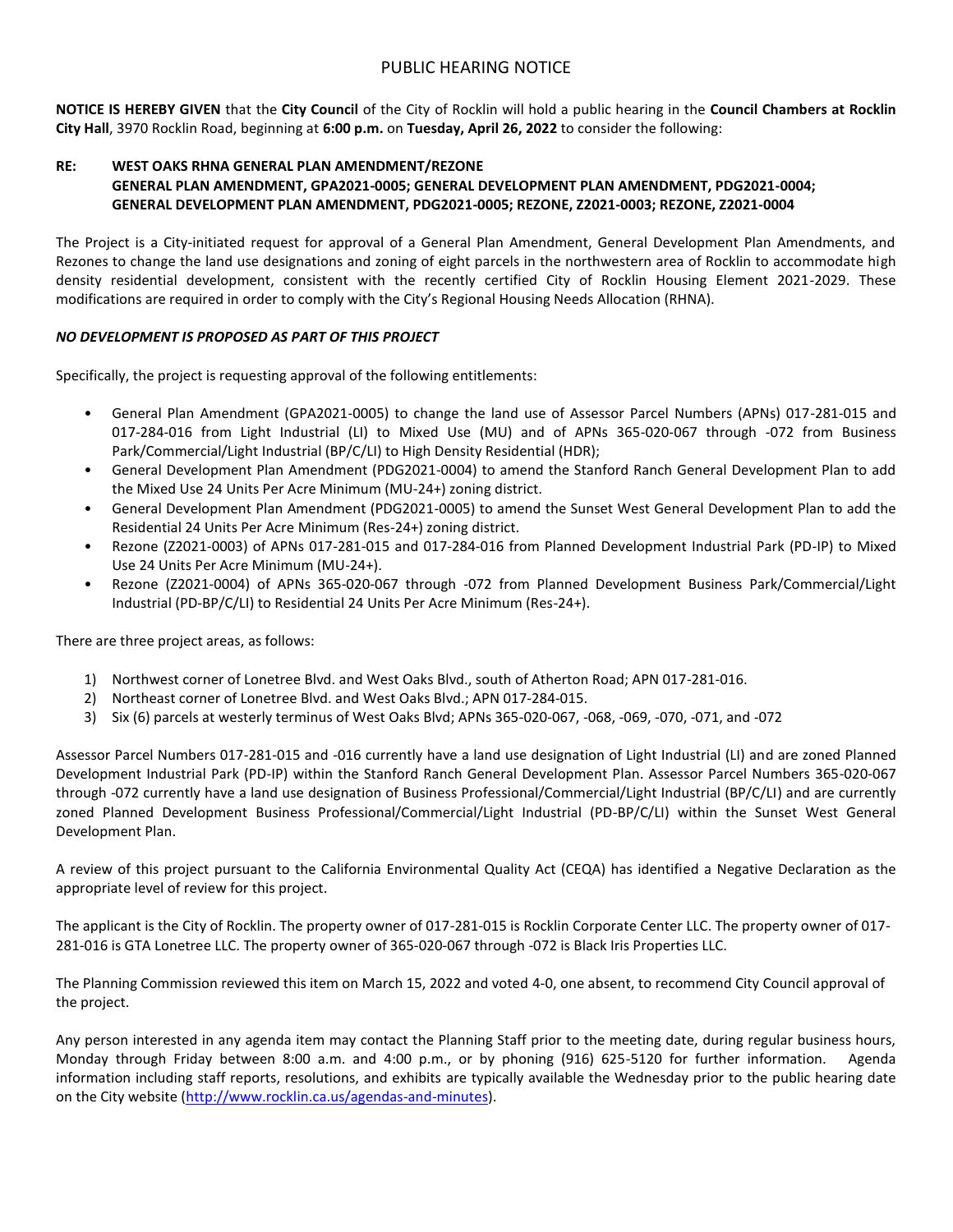# PUBLIC HEARING NOTICE

**NOTICE IS HEREBY GIVEN** that the **City Council** of the City of Rocklin will hold a public hearing in the **Council Chambers at Rocklin City Hall**, 3970 Rocklin Road, beginning at **6:00 p.m.** on **Tuesday, April 26, 2022** to consider the following:

**RE: WEST OAKS RHNA GENERAL PLAN AMENDMENT/REZONE**
**GENERAL PLAN AMENDMENT, GPA2021-0005; GENERAL DEVELOPMENT PLAN AMENDMENT, PDG2021-0004; GENERAL DEVELOPMENT PLAN AMENDMENT, PDG2021-0005; REZONE, Z2021-0003; REZONE, Z2021-0004**

The Project is a City-initiated request for approval of a General Plan Amendment, General Development Plan Amendments, and Rezones to change the land use designations and zoning of eight parcels in the northwestern area of Rocklin to accommodate high density residential development, consistent with the recently certified City of Rocklin Housing Element 2021-2029. These modifications are required in order to comply with the City's Regional Housing Needs Allocation (RHNA).

***NO DEVELOPMENT IS PROPOSED AS PART OF THIS PROJECT***

Specifically, the project is requesting approval of the following entitlements:

- General Plan Amendment (GPA2021-0005) to change the land use of Assessor Parcel Numbers (APNs) 017-281-015 and 017-284-016 from Light Industrial (LI) to Mixed Use (MU) and of APNs 365-020-067 through -072 from Business Park/Commercial/Light Industrial (BP/C/LI) to High Density Residential (HDR);
- General Development Plan Amendment (PDG2021-0004) to amend the Stanford Ranch General Development Plan to add the Mixed Use 24 Units Per Acre Minimum (MU-24+) zoning district.
- General Development Plan Amendment (PDG2021-0005) to amend the Sunset West General Development Plan to add the Residential 24 Units Per Acre Minimum (Res-24+) zoning district.
- Rezone (Z2021-0003) of APNs 017-281-015 and 017-284-016 from Planned Development Industrial Park (PD-IP) to Mixed Use 24 Units Per Acre Minimum (MU-24+).
- Rezone (Z2021-0004) of APNs 365-020-067 through -072 from Planned Development Business Park/Commercial/Light Industrial (PD-BP/C/LI) to Residential 24 Units Per Acre Minimum (Res-24+).

There are three project areas, as follows:

1) Northwest corner of Lonetree Blvd. and West Oaks Blvd., south of Atherton Road; APN 017-281-016.
2) Northeast corner of Lonetree Blvd. and West Oaks Blvd.; APN 017-284-015.
3) Six (6) parcels at westerly terminus of West Oaks Blvd; APNs 365-020-067, -068, -069, -070, -071, and -072

Assessor Parcel Numbers 017-281-015 and -016 currently have a land use designation of Light Industrial (LI) and are zoned Planned Development Industrial Park (PD-IP) within the Stanford Ranch General Development Plan. Assessor Parcel Numbers 365-020-067 through -072 currently have a land use designation of Business Professional/Commercial/Light Industrial (BP/C/LI) and are currently zoned Planned Development Business Professional/Commercial/Light Industrial (PD-BP/C/LI) within the Sunset West General Development Plan.

A review of this project pursuant to the California Environmental Quality Act (CEQA) has identified a Negative Declaration as the appropriate level of review for this project.

The applicant is the City of Rocklin. The property owner of 017-281-015 is Rocklin Corporate Center LLC. The property owner of 017-281-016 is GTA Lonetree LLC. The property owner of 365-020-067 through -072 is Black Iris Properties LLC.

The Planning Commission reviewed this item on March 15, 2022 and voted 4-0, one absent, to recommend City Council approval of the project.

Any person interested in any agenda item may contact the Planning Staff prior to the meeting date, during regular business hours, Monday through Friday between 8:00 a.m. and 4:00 p.m., or by phoning (916) 625-5120 for further information. Agenda information including staff reports, resolutions, and exhibits are typically available the Wednesday prior to the public hearing date on the City website (http://www.rocklin.ca.us/agendas-and-minutes).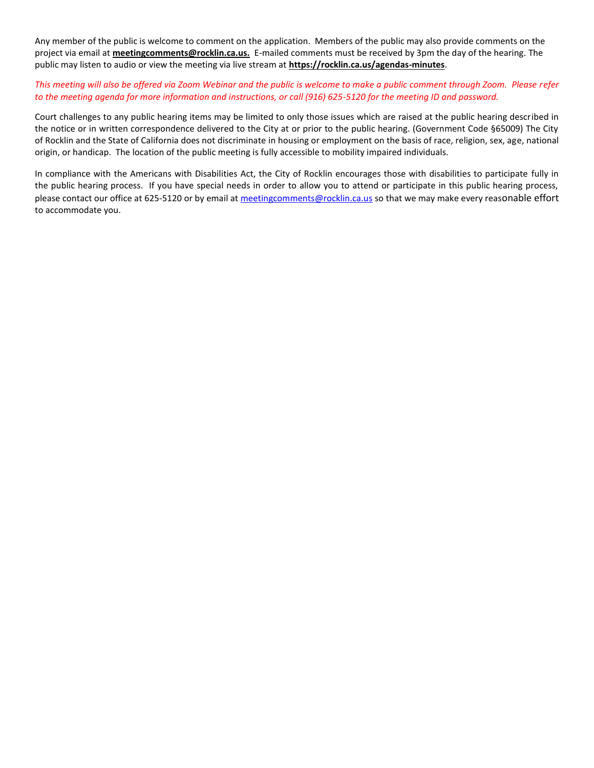Any member of the public is welcome to comment on the application. Members of the public may also provide comments on the project via email at **meetingcomments@rocklin.ca.us.** E-mailed comments must be received by 3pm the day of the hearing. The public may listen to audio or view the meeting via live stream at **https://rocklin.ca.us/agendas-minutes**.

*This meeting will also be offered via Zoom Webinar and the public is welcome to make a public comment through Zoom. Please refer to the meeting agenda for more information and instructions, or call (916) 625-5120 for the meeting ID and password.*

Court challenges to any public hearing items may be limited to only those issues which are raised at the public hearing described in the notice or in written correspondence delivered to the City at or prior to the public hearing. (Government Code §65009) The City of Rocklin and the State of California does not discriminate in housing or employment on the basis of race, religion, sex, age, national origin, or handicap. The location of the public meeting is fully accessible to mobility impaired individuals.

In compliance with the Americans with Disabilities Act, the City of Rocklin encourages those with disabilities to participate fully in the public hearing process. If you have special needs in order to allow you to attend or participate in this public hearing process, please contact our office at 625-5120 or by email at meetingcomments@rocklin.ca.us so that we may make every reasonable effort to accommodate you.